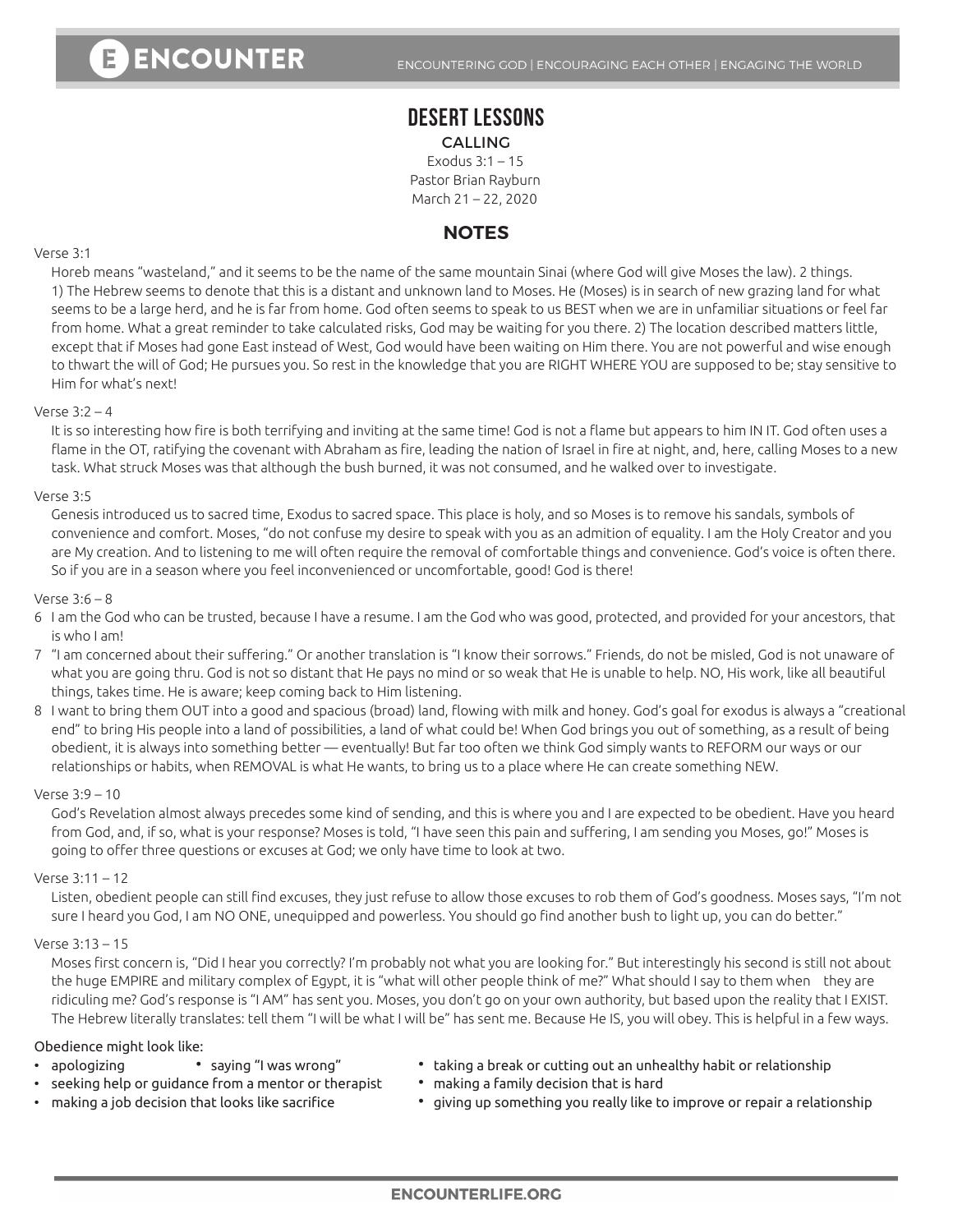# DESERT LESSONS

## CALLING

Exodus 3:1 – 15
Pastor Brian Rayburn
March 21 – 22, 2020

## NOTES

Verse 3:1

Horeb means "wasteland," and it seems to be the name of the same mountain Sinai (where God will give Moses the law). 2 things. 1) The Hebrew seems to denote that this is a distant and unknown land to Moses. He (Moses) is in search of new grazing land for what seems to be a large herd, and he is far from home. God often seems to speak to us BEST when we are in unfamiliar situations or feel far from home. What a great reminder to take calculated risks, God may be waiting for you there. 2) The location described matters little, except that if Moses had gone East instead of West, God would have been waiting on Him there. You are not powerful and wise enough to thwart the will of God; He pursues you. So rest in the knowledge that you are RIGHT WHERE YOU are supposed to be; stay sensitive to Him for what's next!

Verse 3:2 – 4

It is so interesting how fire is both terrifying and inviting at the same time! God is not a flame but appears to him IN IT. God often uses a flame in the OT, ratifying the covenant with Abraham as fire, leading the nation of Israel in fire at night, and, here, calling Moses to a new task. What struck Moses was that although the bush burned, it was not consumed, and he walked over to investigate.

Verse 3:5

Genesis introduced us to sacred time, Exodus to sacred space. This place is holy, and so Moses is to remove his sandals, symbols of convenience and comfort. Moses, "do not confuse my desire to speak with you as an admition of equality. I am the Holy Creator and you are My creation. And to listening to me will often require the removal of comfortable things and convenience. God's voice is often there. So if you are in a season where you feel inconvenienced or uncomfortable, good! God is there!

Verse 3:6 – 8

6 I am the God who can be trusted, because I have a resume. I am the God who was good, protected, and provided for your ancestors, that is who I am!

7 "I am concerned about their suffering." Or another translation is "I know their sorrows." Friends, do not be misled, God is not unaware of what you are going thru. God is not so distant that He pays no mind or so weak that He is unable to help. NO, His work, like all beautiful things, takes time. He is aware; keep coming back to Him listening.

8 I want to bring them OUT into a good and spacious (broad) land, flowing with milk and honey. God's goal for exodus is always a "creational end" to bring His people into a land of possibilities, a land of what could be! When God brings you out of something, as a result of being obedient, it is always into something better — eventually! But far too often we think God simply wants to REFORM our ways or our relationships or habits, when REMOVAL is what He wants, to bring us to a place where He can create something NEW.

Verse 3:9 – 10

God's Revelation almost always precedes some kind of sending, and this is where you and I are expected to be obedient. Have you heard from God, and, if so, what is your response? Moses is told, "I have seen this pain and suffering, I am sending you Moses, go!" Moses is going to offer three questions or excuses at God; we only have time to look at two.

Verse 3:11 – 12

Listen, obedient people can still find excuses, they just refuse to allow those excuses to rob them of God's goodness. Moses says, "I'm not sure I heard you God, I am NO ONE, unequipped and powerless. You should go find another bush to light up, you can do better."

Verse 3:13 – 15

Moses first concern is, "Did I hear you correctly? I'm probably not what you are looking for." But interestingly his second is still not about the huge EMPIRE and military complex of Egypt, it is "what will other people think of me?" What should I say to them when they are ridiculing me? God's response is "I AM" has sent you. Moses, you don't go on your own authority, but based upon the reality that I EXIST. The Hebrew literally translates: tell them "I will be what I will be" has sent me. Because He IS, you will obey. This is helpful in a few ways.

Obedience might look like:

- apologizing
- saying "I was wrong"
- seeking help or guidance from a mentor or therapist
- making a job decision that looks like sacrifice
- taking a break or cutting out an unhealthy habit or relationship
- making a family decision that is hard
- giving up something you really like to improve or repair a relationship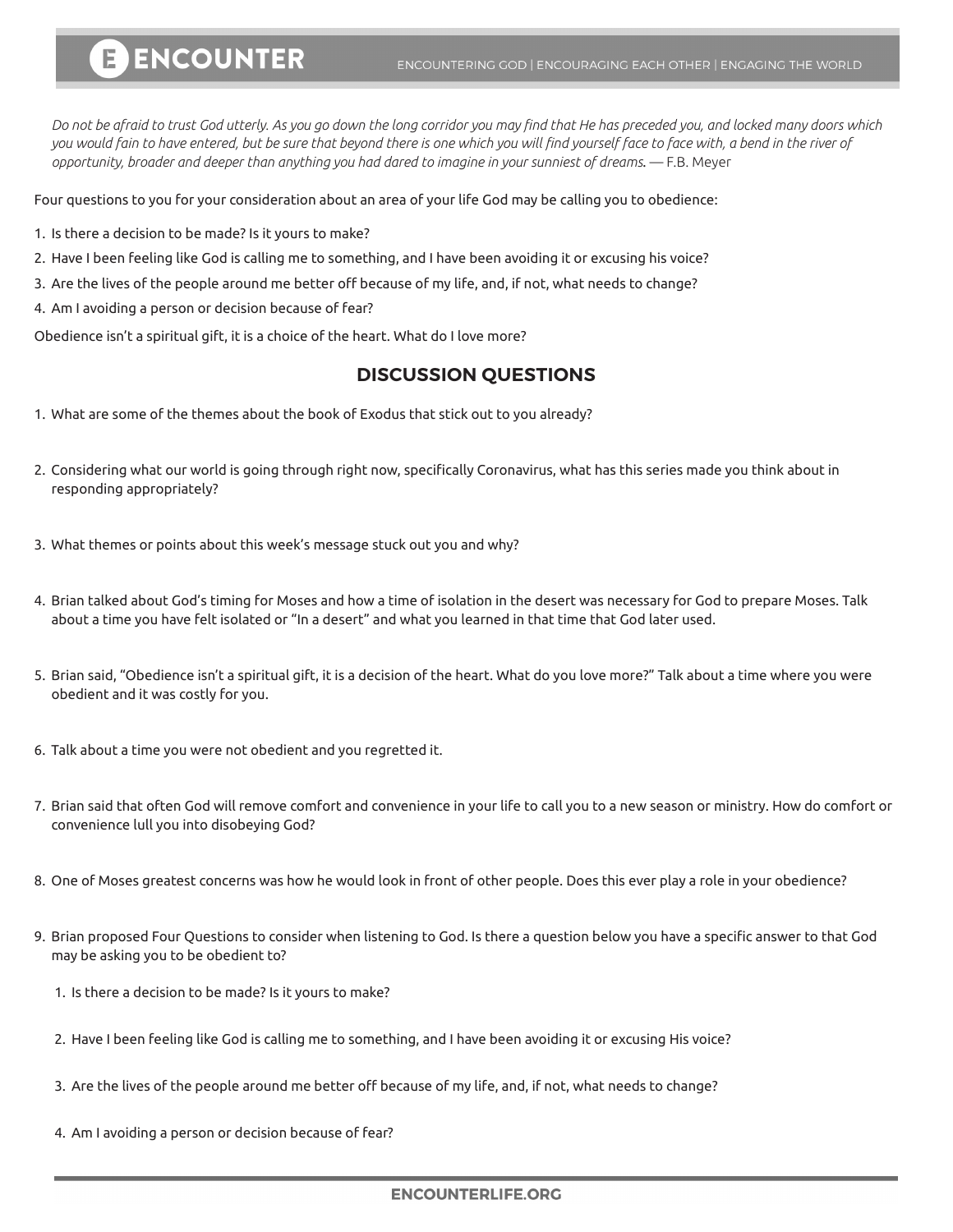*Do not be afraid to trust God utterly. As you go down the long corridor you may find that He has preceded you, and locked many doors which you would fain to have entered, but be sure that beyond there is one which you will find yourself face to face with, a bend in the river of opportunity, broader and deeper than anything you had dared to imagine in your sunniest of dreams.* — F.B. Meyer

Four questions to you for your consideration about an area of your life God may be calling you to obedience:

1. Is there a decision to be made? Is it yours to make?
2. Have I been feeling like God is calling me to something, and I have been avoiding it or excusing his voice?
3. Are the lives of the people around me better off because of my life, and, if not, what needs to change?
4. Am I avoiding a person or decision because of fear?

Obedience isn't a spiritual gift, it is a choice of the heart. What do I love more?

## DISCUSSION QUESTIONS

1. What are some of the themes about the book of Exodus that stick out to you already?
2. Considering what our world is going through right now, specifically Coronavirus, what has this series made you think about in responding appropriately?
3. What themes or points about this week's message stuck out you and why?
4. Brian talked about God's timing for Moses and how a time of isolation in the desert was necessary for God to prepare Moses. Talk about a time you have felt isolated or "In a desert" and what you learned in that time that God later used.
5. Brian said, "Obedience isn't a spiritual gift, it is a decision of the heart. What do you love more?" Talk about a time where you were obedient and it was costly for you.
6. Talk about a time you were not obedient and you regretted it.
7. Brian said that often God will remove comfort and convenience in your life to call you to a new season or ministry. How do comfort or convenience lull you into disobeying God?
8. One of Moses greatest concerns was how he would look in front of other people. Does this ever play a role in your obedience?
9. Brian proposed Four Questions to consider when listening to God. Is there a question below you have a specific answer to that God may be asking you to be obedient to?
   1. Is there a decision to be made? Is it yours to make?
   2. Have I been feeling like God is calling me to something, and I have been avoiding it or excusing His voice?
   3. Are the lives of the people around me better off because of my life, and, if not, what needs to change?
   4. Am I avoiding a person or decision because of fear?